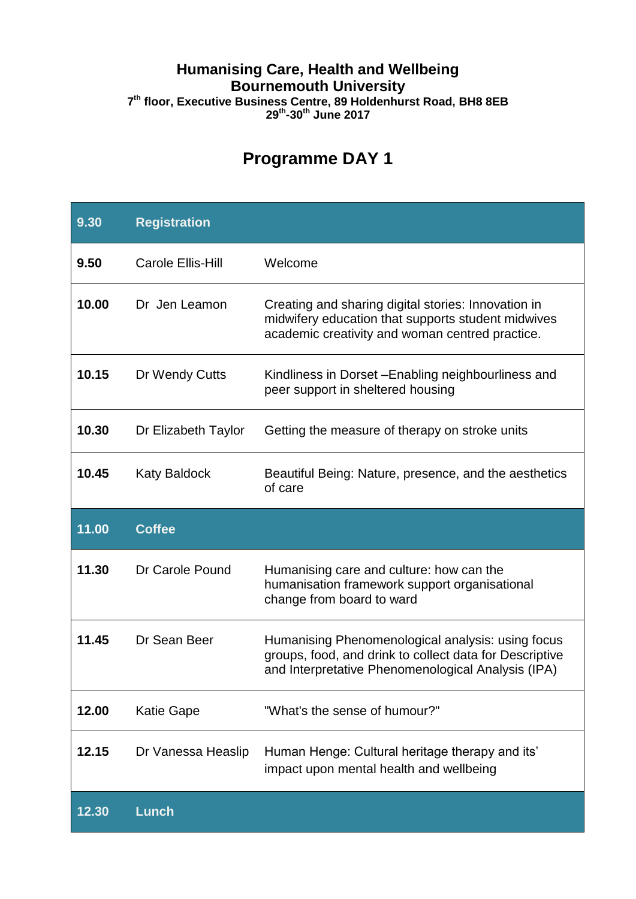**Humanising Care, Health and Wellbeing**
**Bournemouth University**
**7th floor, Executive Business Centre, 89 Holdenhurst Road, BH8 8EB**
**29th-30th June 2017**

# Programme DAY 1

| **9.30** | **Registration** | |
|---|---|---|
| **9.50** | Carole Ellis-Hill | Welcome |
| **10.00** | Dr Jen Leamon | Creating and sharing digital stories: Innovation in midwifery education that supports student midwives academic creativity and woman centred practice. |
| **10.15** | Dr Wendy Cutts | Kindliness in Dorset –Enabling neighbourliness and peer support in sheltered housing |
| **10.30** | Dr Elizabeth Taylor | Getting the measure of therapy on stroke units |
| **10.45** | Katy Baldock | Beautiful Being: Nature, presence, and the aesthetics of care |
| **11.00** | **Coffee** | |
| **11.30** | Dr Carole Pound | Humanising care and culture: how can the humanisation framework support organisational change from board to ward |
| **11.45** | Dr Sean Beer | Humanising Phenomenological analysis: using focus groups, food, and drink to collect data for Descriptive and Interpretative Phenomenological Analysis (IPA) |
| **12.00** | Katie Gape | "What's the sense of humour?" |
| **12.15** | Dr Vanessa Heaslip | Human Henge: Cultural heritage therapy and its' impact upon mental health and wellbeing |
| **12.30** | **Lunch** | |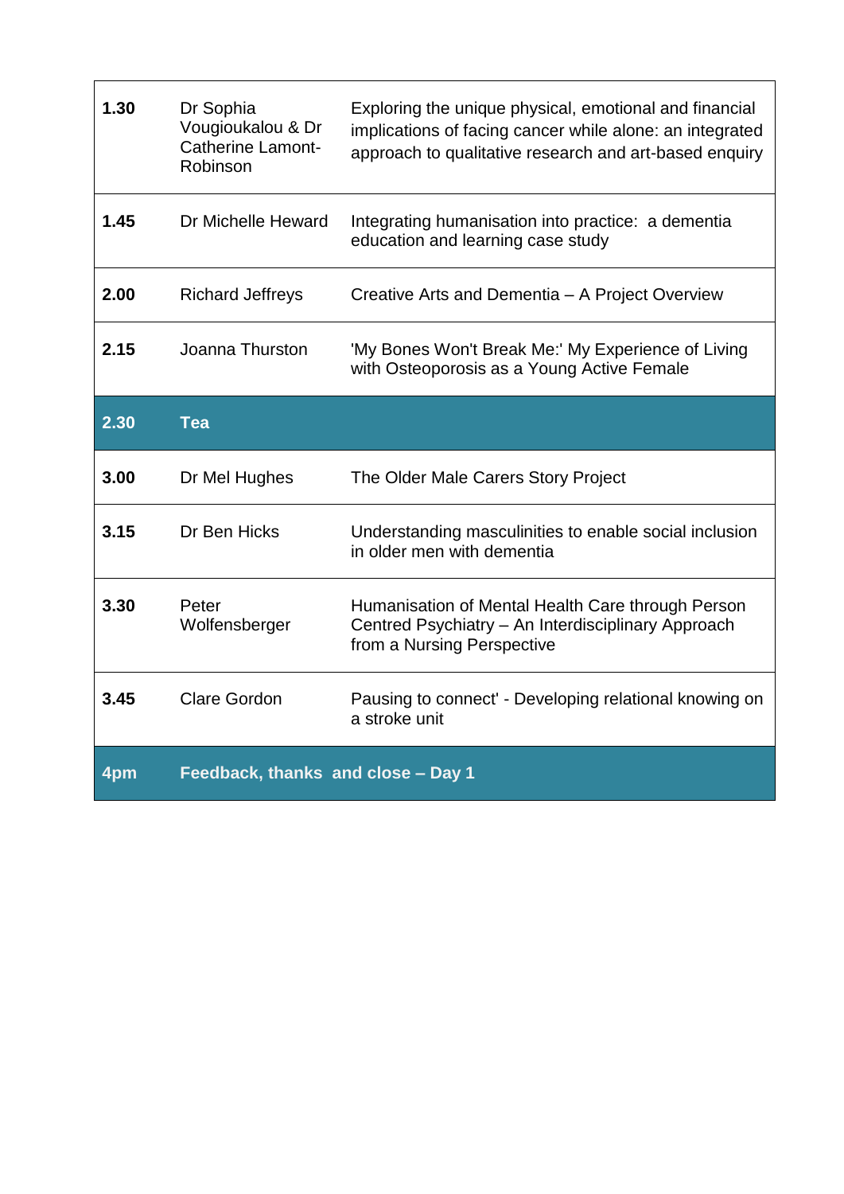| | | |
|---|---|---|
| **1.30** | Dr Sophia Vougioukalou & Dr Catherine Lamont-Robinson | Exploring the unique physical, emotional and financial implications of facing cancer while alone: an integrated approach to qualitative research and art-based enquiry |
| **1.45** | Dr Michelle Heward | Integrating humanisation into practice: a dementia education and learning case study |
| **2.00** | Richard Jeffreys | Creative Arts and Dementia – A Project Overview |
| **2.15** | Joanna Thurston | 'My Bones Won't Break Me:' My Experience of Living with Osteoporosis as a Young Active Female |
| **2.30** | **Tea** | |
| **3.00** | Dr Mel Hughes | The Older Male Carers Story Project |
| **3.15** | Dr Ben Hicks | Understanding masculinities to enable social inclusion in older men with dementia |
| **3.30** | Peter Wolfensberger | Humanisation of Mental Health Care through Person Centred Psychiatry – An Interdisciplinary Approach from a Nursing Perspective |
| **3.45** | Clare Gordon | Pausing to connect' - Developing relational knowing on a stroke unit |
| **4pm** | **Feedback, thanks and close – Day 1** | |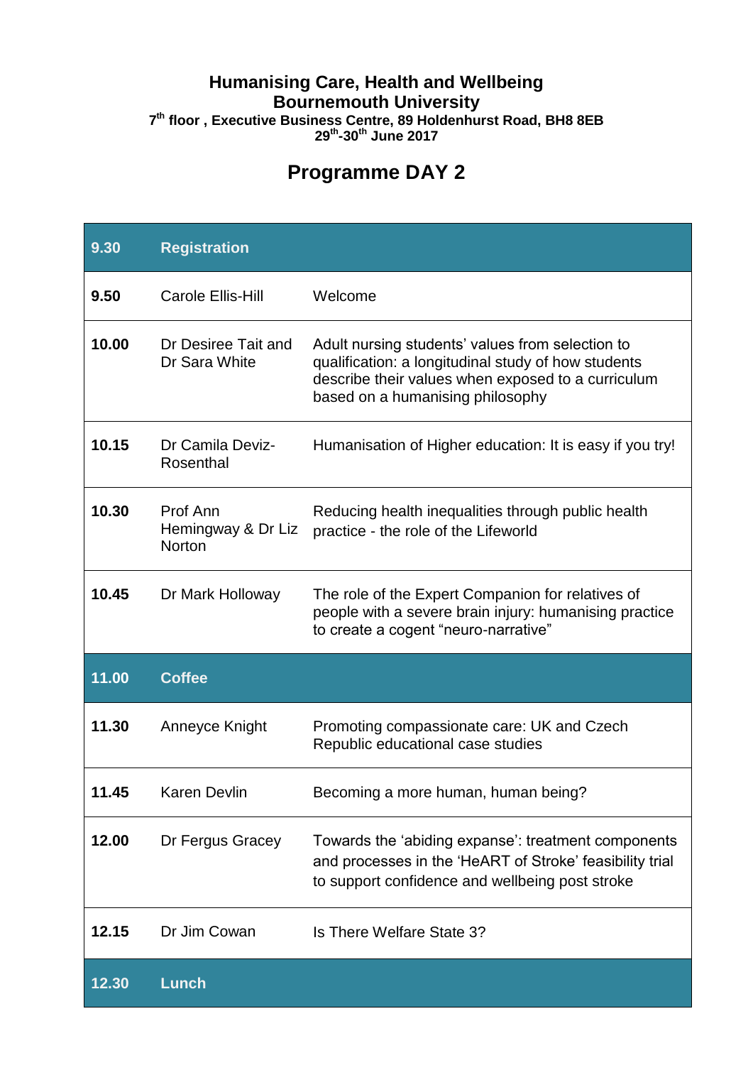**Humanising Care, Health and Wellbeing**
**Bournemouth University**
**7th floor , Executive Business Centre, 89 Holdenhurst Road, BH8 8EB**
**29th-30th June 2017**

# Programme DAY 2

| | | |
|---|---|---|
| **9.30** | **Registration** | |
| **9.50** | Carole Ellis-Hill | Welcome |
| **10.00** | Dr Desiree Tait and Dr Sara White | Adult nursing students' values from selection to qualification: a longitudinal study of how students describe their values when exposed to a curriculum based on a humanising philosophy |
| **10.15** | Dr Camila Deviz-Rosenthal | Humanisation of Higher education: It is easy if you try! |
| **10.30** | Prof Ann Hemingway & Dr Liz Norton | Reducing health inequalities through public health practice - the role of the Lifeworld |
| **10.45** | Dr Mark Holloway | The role of the Expert Companion for relatives of people with a severe brain injury: humanising practice to create a cogent "neuro-narrative" |
| **11.00** | **Coffee** | |
| **11.30** | Anneyce Knight | Promoting compassionate care: UK and Czech Republic educational case studies |
| **11.45** | Karen Devlin | Becoming a more human, human being? |
| **12.00** | Dr Fergus Gracey | Towards the 'abiding expanse': treatment components and processes in the 'HeART of Stroke' feasibility trial to support confidence and wellbeing post stroke |
| **12.15** | Dr Jim Cowan | Is There Welfare State 3? |
| **12.30** | **Lunch** | |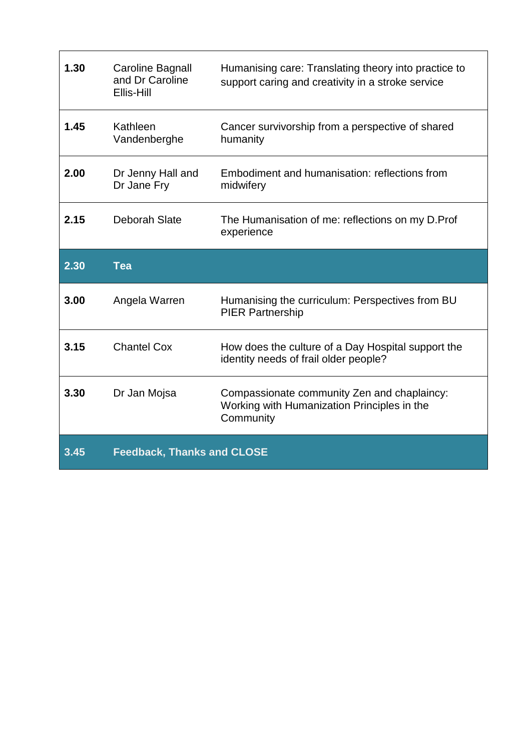| | | |
|---|---|---|
| **1.30** | Caroline Bagnall and Dr Caroline Ellis-Hill | Humanising care: Translating theory into practice to support caring and creativity in a stroke service |
| **1.45** | Kathleen Vandenberghe | Cancer survivorship from a perspective of shared humanity |
| **2.00** | Dr Jenny Hall and Dr Jane Fry | Embodiment and humanisation: reflections from midwifery |
| **2.15** | Deborah Slate | The Humanisation of me: reflections on my D.Prof experience |
| **2.30** | **Tea** | |
| **3.00** | Angela Warren | Humanising the curriculum: Perspectives from BU PIER Partnership |
| **3.15** | Chantel Cox | How does the culture of a Day Hospital support the identity needs of frail older people? |
| **3.30** | Dr Jan Mojsa | Compassionate community Zen and chaplaincy: Working with Humanization Principles in the Community |
| **3.45** | **Feedback, Thanks and CLOSE** | |